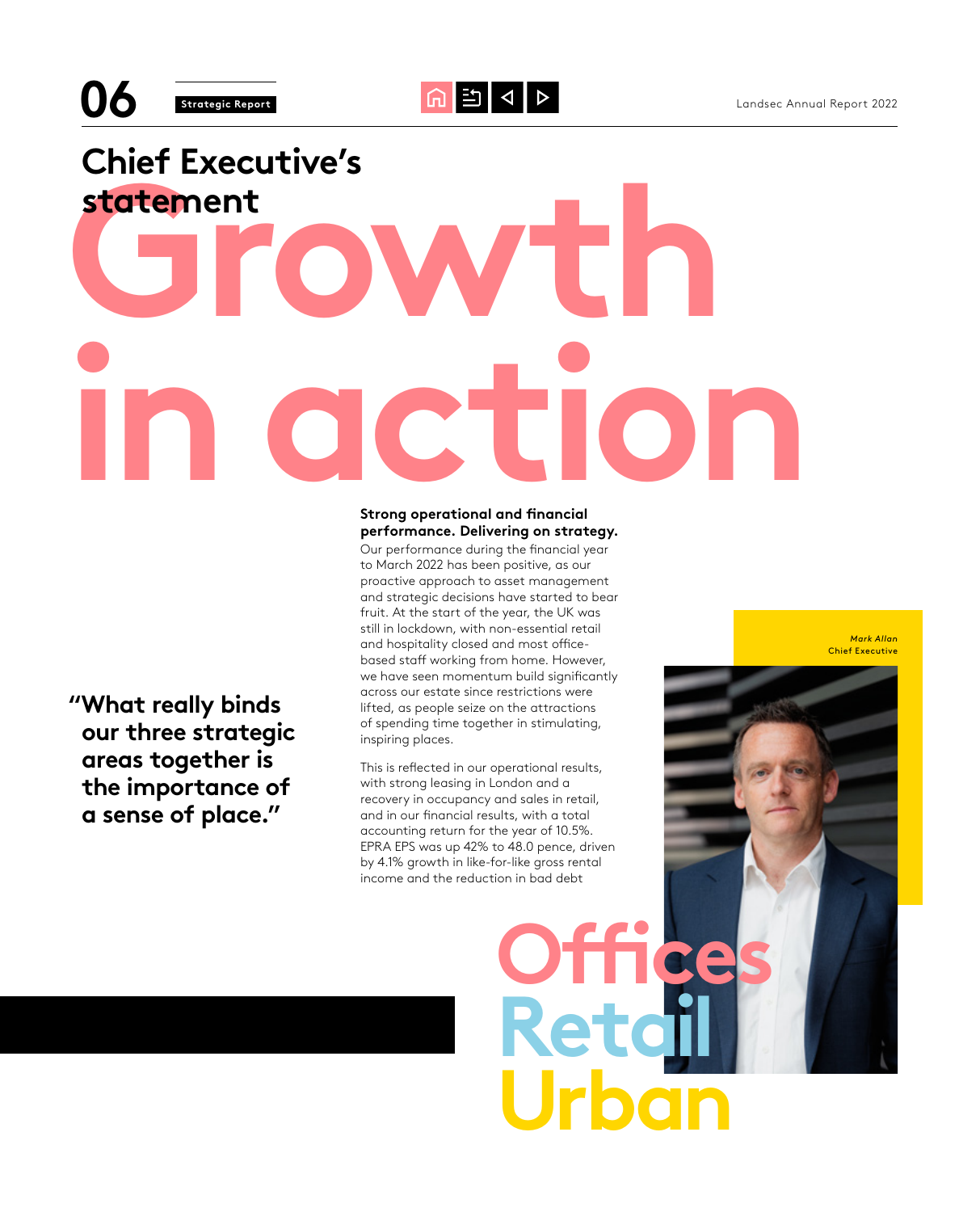# Chief Executive's statement

# Growth in action

> "What really binds our three strategic areas together is the importance of a sense of place."

**Strong operational and financial performance. Delivering on strategy.**
Our performance during the financial year to March 2022 has been positive, as our proactive approach to asset management and strategic decisions have started to bear fruit. At the start of the year, the UK was still in lockdown, with non-essential retail and hospitality closed and most office-based staff working from home. However, we have seen momentum build significantly across our estate since restrictions were lifted, as people seize on the attractions of spending time together in stimulating, inspiring places.

This is reflected in our operational results, with strong leasing in London and a recovery in occupancy and sales in retail, and in our financial results, with a total accounting return for the year of 10.5%. EPRA EPS was up 42% to 48.0 pence, driven by 4.1% growth in like-for-like gross rental income and the reduction in bad debt

*Mark Allan*
Chief Executive

Offices
Retail
Urban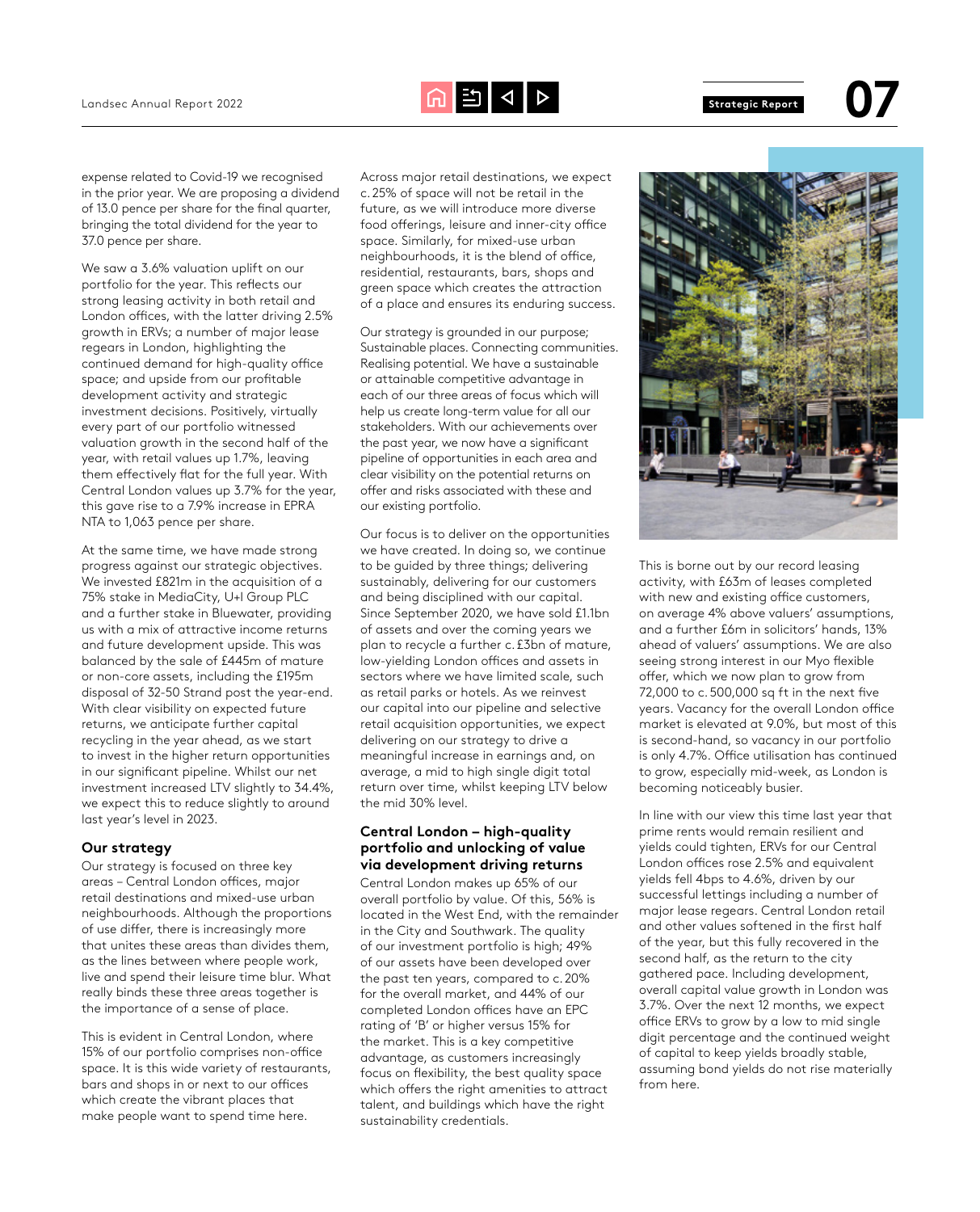expense related to Covid-19 we recognised in the prior year. We are proposing a dividend of 13.0 pence per share for the final quarter, bringing the total dividend for the year to 37.0 pence per share.

We saw a 3.6% valuation uplift on our portfolio for the year. This reflects our strong leasing activity in both retail and London offices, with the latter driving 2.5% growth in ERVs; a number of major lease regears in London, highlighting the continued demand for high-quality office space; and upside from our profitable development activity and strategic investment decisions. Positively, virtually every part of our portfolio witnessed valuation growth in the second half of the year, with retail values up 1.7%, leaving them effectively flat for the full year. With Central London values up 3.7% for the year, this gave rise to a 7.9% increase in EPRA NTA to 1,063 pence per share.

At the same time, we have made strong progress against our strategic objectives. We invested £821m in the acquisition of a 75% stake in MediaCity, U+I Group PLC and a further stake in Bluewater, providing us with a mix of attractive income returns and future development upside. This was balanced by the sale of £445m of mature or non-core assets, including the £195m disposal of 32-50 Strand post the year-end. With clear visibility on expected future returns, we anticipate further capital recycling in the year ahead, as we start to invest in the higher return opportunities in our significant pipeline. Whilst our net investment increased LTV slightly to 34.4%, we expect this to reduce slightly to around last year's level in 2023.

### Our strategy

Our strategy is focused on three key areas – Central London offices, major retail destinations and mixed-use urban neighbourhoods. Although the proportions of use differ, there is increasingly more that unites these areas than divides them, as the lines between where people work, live and spend their leisure time blur. What really binds these three areas together is the importance of a sense of place.

This is evident in Central London, where 15% of our portfolio comprises non-office space. It is this wide variety of restaurants, bars and shops in or next to our offices which create the vibrant places that make people want to spend time here.

Across major retail destinations, we expect c. 25% of space will not be retail in the future, as we will introduce more diverse food offerings, leisure and inner-city office space. Similarly, for mixed-use urban neighbourhoods, it is the blend of office, residential, restaurants, bars, shops and green space which creates the attraction of a place and ensures its enduring success.

Our strategy is grounded in our purpose; Sustainable places. Connecting communities. Realising potential. We have a sustainable or attainable competitive advantage in each of our three areas of focus which will help us create long-term value for all our stakeholders. With our achievements over the past year, we now have a significant pipeline of opportunities in each area and clear visibility on the potential returns on offer and risks associated with these and our existing portfolio.

Our focus is to deliver on the opportunities we have created. In doing so, we continue to be guided by three things; delivering sustainably, delivering for our customers and being disciplined with our capital. Since September 2020, we have sold £1.1bn of assets and over the coming years we plan to recycle a further c. £3bn of mature, low-yielding London offices and assets in sectors where we have limited scale, such as retail parks or hotels. As we reinvest our capital into our pipeline and selective retail acquisition opportunities, we expect delivering on our strategy to drive a meaningful increase in earnings and, on average, a mid to high single digit total return over time, whilst keeping LTV below the mid 30% level.

### Central London – high-quality portfolio and unlocking of value via development driving returns

Central London makes up 65% of our overall portfolio by value. Of this, 56% is located in the West End, with the remainder in the City and Southwark. The quality of our investment portfolio is high; 49% of our assets have been developed over the past ten years, compared to c. 20% for the overall market, and 44% of our completed London offices have an EPC rating of 'B' or higher versus 15% for the market. This is a key competitive advantage, as customers increasingly focus on flexibility, the best quality space which offers the right amenities to attract talent, and buildings which have the right sustainability credentials.

This is borne out by our record leasing activity, with £63m of leases completed with new and existing office customers, on average 4% above valuers' assumptions, and a further £6m in solicitors' hands, 13% ahead of valuers' assumptions. We are also seeing strong interest in our Myo flexible offer, which we now plan to grow from 72,000 to c. 500,000 sq ft in the next five years. Vacancy for the overall Central London office market is elevated at 9.0%, but most of this is second-hand, so vacancy in our portfolio is only 4.7%. Office utilisation has continued to grow, especially mid-week, as London is becoming noticeably busier.

In line with our view this time last year that prime rents would remain resilient and yields could tighten, ERVs for our Central London offices rose 2.5% and equivalent yields fell 4bps to 4.6%, driven by our successful lettings including a number of major lease regears. Central London retail and other values softened in the first half of the year, but this fully recovered in the second half, as the return to the city gathered pace. Including development, overall capital value growth in London was 3.7%. Over the next 12 months, we expect office ERVs to grow by a low to mid single digit percentage and the continued weight of capital to keep yields broadly stable, assuming bond yields do not rise materially from here.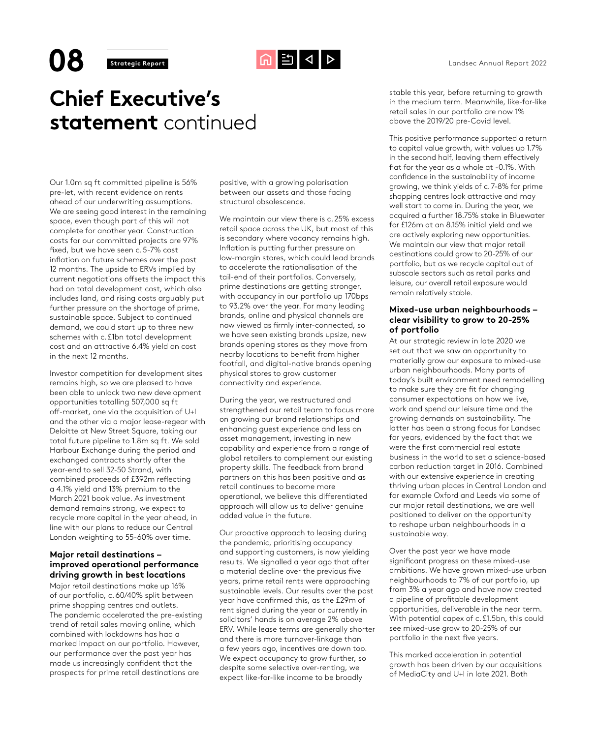# Chief Executive's statement continued

Our 1.0m sq ft committed pipeline is 56% pre-let, with recent evidence on rents ahead of our underwriting assumptions. We are seeing good interest in the remaining space, even though part of this will not complete for another year. Construction costs for our committed projects are 97% fixed, but we have seen c. 5-7% cost inflation on future schemes over the past 12 months. The upside to ERVs implied by current negotiations offsets the impact this had on total development cost, which also includes land, and rising costs arguably put further pressure on the shortage of prime, sustainable space. Subject to continued demand, we could start up to three new schemes with c. £1bn total development cost and an attractive 6.4% yield on cost in the next 12 months.

Investor competition for development sites remains high, so we are pleased to have been able to unlock two new development opportunities totalling 507,000 sq ft off-market, one via the acquisition of U+I and the other via a major lease-regear with Deloitte at New Street Square, taking our total future pipeline to 1.8m sq ft. We sold Harbour Exchange during the period and exchanged contracts shortly after the year-end to sell 32-50 Strand, with combined proceeds of £392m reflecting a 4.1% yield and 13% premium to the March 2021 book value. As investment demand remains strong, we expect to recycle more capital in the year ahead, in line with our plans to reduce our Central London weighting to 55-60% over time.

### Major retail destinations – improved operational performance driving growth in best locations

Major retail destinations make up 16% of our portfolio, c. 60/40% split between prime shopping centres and outlets. The pandemic accelerated the pre-existing trend of retail sales moving online, which combined with lockdowns has had a marked impact on our portfolio. However, our performance over the past year has made us increasingly confident that the prospects for prime retail destinations are positive, with a growing polarisation between our assets and those facing structural obsolescence.

We maintain our view there is c. 25% excess retail space across the UK, but most of this is secondary where vacancy remains high. Inflation is putting further pressure on low-margin stores, which could lead brands to accelerate the rationalisation of the tail-end of their portfolios. Conversely, prime destinations are getting stronger, with occupancy in our portfolio up 170bps to 93.2% over the year. For many leading brands, online and physical channels are now viewed as firmly inter-connected, so we have seen existing brands upsize, new brands opening stores as they move from nearby locations to benefit from higher footfall, and digital-native brands opening physical stores to grow customer connectivity and experience.

During the year, we restructured and strengthened our retail team to focus more on growing our brand relationships and enhancing guest experience and less on asset management, investing in new capability and experience from a range of global retailers to complement our existing property skills. The feedback from brand partners on this has been positive and as retail continues to become more operational, we believe this differentiated approach will allow us to deliver genuine added value in the future.

Our proactive approach to leasing during the pandemic, prioritising occupancy and supporting customers, is now yielding results. We signalled a year ago that after a material decline over the previous five years, prime retail rents were approaching sustainable levels. Our results over the past year have confirmed this, as the £29m of rent signed during the year or currently in solicitors' hands is on average 2% above ERV. While lease terms are generally shorter and there is more turnover-linkage than a few years ago, incentives are down too. We expect occupancy to grow further, so despite some selective over-renting, we expect like-for-like income to be broadly stable this year, before returning to growth in the medium term. Meanwhile, like-for-like retail sales in our portfolio are now 1% above the 2019/20 pre-Covid level.

This positive performance supported a return to capital value growth, with values up 1.7% in the second half, leaving them effectively flat for the year as a whole at -0.1%. With confidence in the sustainability of income growing, we think yields of c. 7-8% for prime shopping centres look attractive and may well start to come in. During the year, we acquired a further 18.75% stake in Bluewater for £126m at an 8.15% initial yield and we are actively exploring new opportunities. We maintain our view that major retail destinations could grow to 20-25% of our portfolio, but as we recycle capital out of subscale sectors such as retail parks and leisure, our overall retail exposure would remain relatively stable.

### Mixed-use urban neighbourhoods – clear visibility to grow to 20-25% of portfolio

At our strategic review in late 2020 we set out that we saw an opportunity to materially grow our exposure to mixed-use urban neighbourhoods. Many parts of today's built environment need remodelling to make sure they are fit for changing consumer expectations on how we live, work and spend our leisure time and the growing demands on sustainability. The latter has been a strong focus for Landsec for years, evidenced by the fact that we were the first commercial real estate business in the world to set a science-based carbon reduction target in 2016. Combined with our extensive experience in creating thriving urban places in Central London and for example Oxford and Leeds via some of our major retail destinations, we are well positioned to deliver on the opportunity to reshape urban neighbourhoods in a sustainable way.

Over the past year we have made significant progress on these mixed-use ambitions. We have grown mixed-use urban neighbourhoods to 7% of our portfolio, up from 3% a year ago and have now created a pipeline of profitable development opportunities, deliverable in the near term. With potential capex of c. £1.5bn, this could see mixed-use grow to 20-25% of our portfolio in the next five years.

This marked acceleration in potential growth has been driven by our acquisitions of MediaCity and U+I in late 2021. Both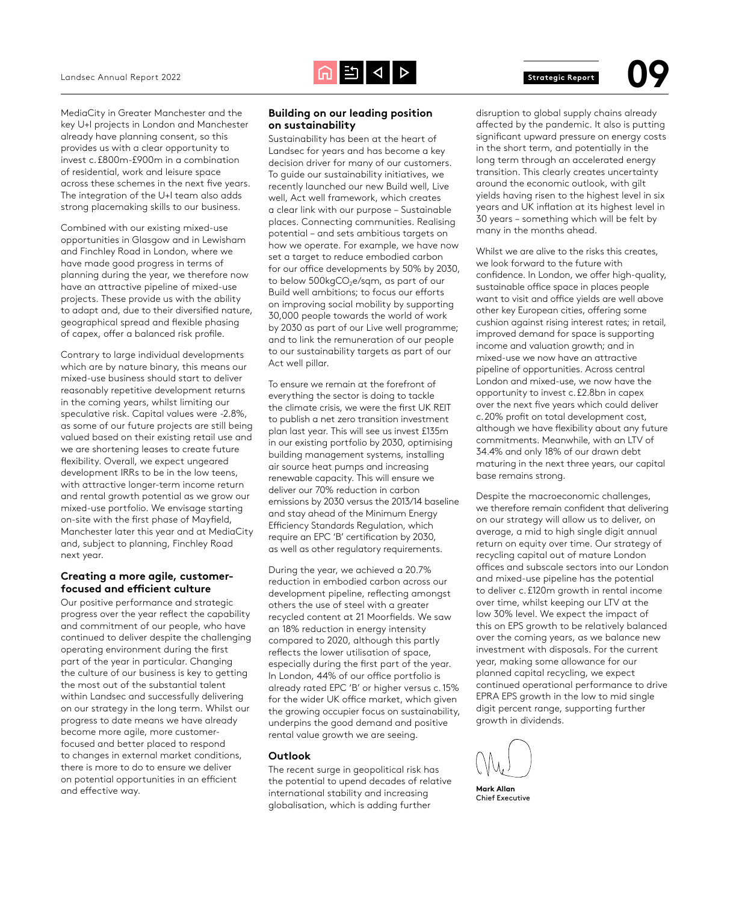MediaCity in Greater Manchester and the key U+I projects in London and Manchester already have planning consent, so this provides us with a clear opportunity to invest c. £800m-£900m in a combination of residential, work and leisure space across these schemes in the next five years. The integration of the U+I team also adds strong placemaking skills to our business.

Combined with our existing mixed-use opportunities in Glasgow and in Lewisham and Finchley Road in London, where we have made good progress in terms of planning during the year, we therefore now have an attractive pipeline of mixed-use projects. These provide us with the ability to adapt and, due to their diversified nature, geographical spread and flexible phasing of capex, offer a balanced risk profile.

Contrary to large individual developments which are by nature binary, this means our mixed-use business should start to deliver reasonably repetitive development returns in the coming years, whilst limiting our speculative risk. Capital values were -2.8%, as some of our future projects are still being valued based on their existing retail use and we are shortening leases to create future flexibility. Overall, we expect ungeared development IRRs to be in the low teens, with attractive longer-term income return and rental growth potential as we grow our mixed-use portfolio. We envisage starting on-site with the first phase of Mayfield, Manchester later this year and at MediaCity and, subject to planning, Finchley Road next year.

### Creating a more agile, customer-focused and efficient culture

Our positive performance and strategic progress over the year reflect the capability and commitment of our people, who have continued to deliver despite the challenging operating environment during the first part of the year in particular. Changing the culture of our business is key to getting the most out of the substantial talent within Landsec and successfully delivering on our strategy in the long term. Whilst our progress to date means we have already become more agile, more customer-focused and better placed to respond to changes in external market conditions, there is more to do to ensure we deliver on potential opportunities in an efficient and effective way.

### Building on our leading position on sustainability

Sustainability has been at the heart of Landsec for years and has become a key decision driver for many of our customers. To guide our sustainability initiatives, we recently launched our new Build well, Live well, Act well framework, which creates a clear link with our purpose – Sustainable places. Connecting communities. Realising potential – and sets ambitious targets on how we operate. For example, we have now set a target to reduce embodied carbon for our office developments by 50% by 2030, to below 500kg$CO_2$e/sqm, as part of our Build well ambitions; to focus our efforts on improving social mobility by supporting 30,000 people towards the world of work by 2030 as part of our Live well programme; and to link the remuneration of our people to our sustainability targets as part of our Act well pillar.

To ensure we remain at the forefront of everything the sector is doing to tackle the climate crisis, we were the first UK REIT to publish a net zero transition investment plan last year. This will see us invest £135m in our existing portfolio by 2030, optimising building management systems, installing air source heat pumps and increasing renewable capacity. This will ensure we deliver our 70% reduction in carbon emissions by 2030 versus the 2013/14 baseline and stay ahead of the Minimum Energy Efficiency Standards Regulation, which require an EPC 'B' certification by 2030, as well as other regulatory requirements.

During the year, we achieved a 20.7% reduction in embodied carbon across our development pipeline, reflecting amongst others the use of steel with a greater recycled content at 21 Moorfields. We saw an 18% reduction in energy intensity compared to 2020, although this partly reflects the lower utilisation of space, especially during the first part of the year. In London, 44% of our office portfolio is already rated EPC 'B' or higher versus c. 15% for the wider UK office market, which given the growing occupier focus on sustainability, underpins the good demand and positive rental value growth we are seeing.

### Outlook

The recent surge in geopolitical risk has the potential to upend decades of relative international stability and increasing globalisation, which is adding further disruption to global supply chains already affected by the pandemic. It also is putting significant upward pressure on energy costs in the short term, and potentially in the long term through an accelerated energy transition. This clearly creates uncertainty around the economic outlook, with gilt yields having risen to the highest level in six years and UK inflation at its highest level in 30 years – something which will be felt by many in the months ahead.

Whilst we are alive to the risks this creates, we look forward to the future with confidence. In London, we offer high-quality, sustainable office space in places people want to visit and office yields are well above other key European cities, offering some cushion against rising interest rates; in retail, improved demand for space is supporting income and valuation growth; and in mixed-use we now have an attractive pipeline of opportunities. Across central London and mixed-use, we now have the opportunity to invest c. £2.8bn in capex over the next five years which could deliver c. 20% profit on total development cost, although we have flexibility about any future commitments. Meanwhile, with an LTV of 34.4% and only 18% of our drawn debt maturing in the next three years, our capital base remains strong.

Despite the macroeconomic challenges, we therefore remain confident that delivering on our strategy will allow us to deliver, on average, a mid to high single digit annual return on equity over time. Our strategy of recycling capital out of mature London offices and subscale sectors into our London and mixed-use pipeline has the potential to deliver c. £120m growth in rental income over time, whilst keeping our LTV at the low 30% level. We expect the impact of this on EPS growth to be relatively balanced over the coming years, as we balance new investment with disposals. For the current year, making some allowance for our planned capital recycling, we expect continued operational performance to drive EPRA EPS growth in the low to mid single digit percent range, supporting further growth in dividends.

**Mark Allan**
**Chief Executive**